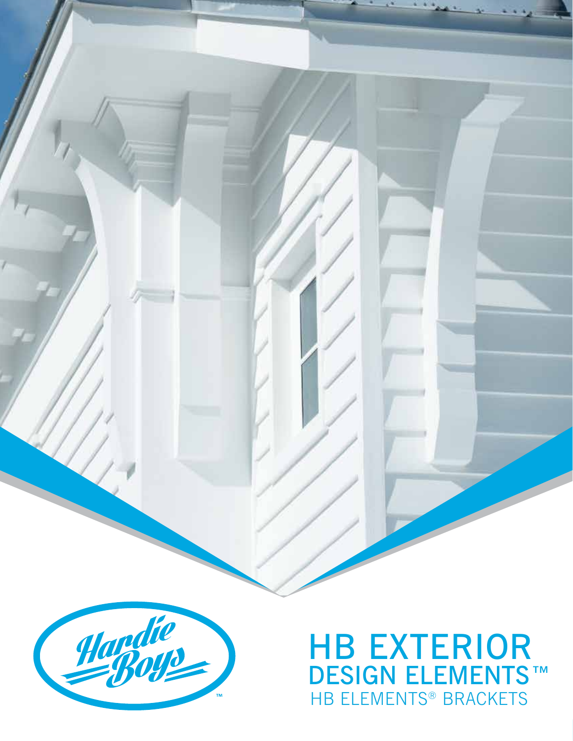Hardie Boys™

# HB EXTERIOR
## DESIGN ELEMENTS™
### HB ELEMENTS® BRACKETS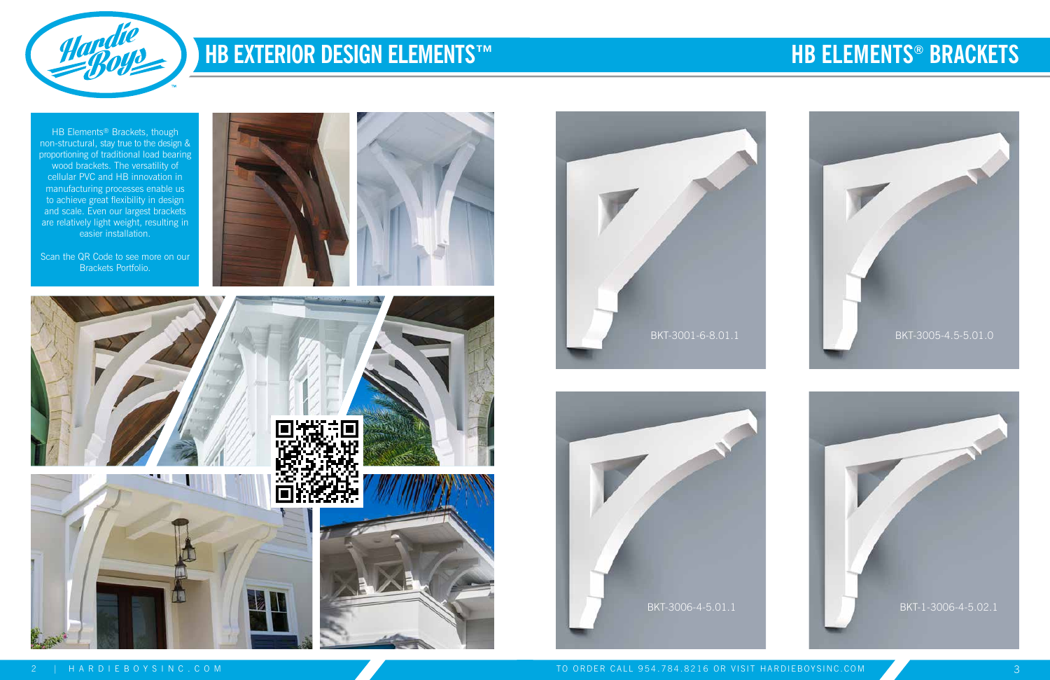# HB EXTERIOR DESIGN ELEMENTS™

# HB ELEMENTS® BRACKETS

HB Elements® Brackets, though non-structural, stay true to the design & proportioning of traditional load bearing wood brackets. The versatility of cellular PVC and HB innovation in manufacturing processes enable us to achieve great flexibility in design and scale. Even our largest brackets are relatively light weight, resulting in easier installation.

Scan the QR Code to see more on our Brackets Portfolio.

BKT-3001-6-8.01.1

BKT-3005-4.5-5.01.0

BKT-3006-4-5.01.1

BKT-1-3006-4-5.02.1

TO ORDER CALL 954.784.8216 OR VISIT HARDIEBOYSINC.COM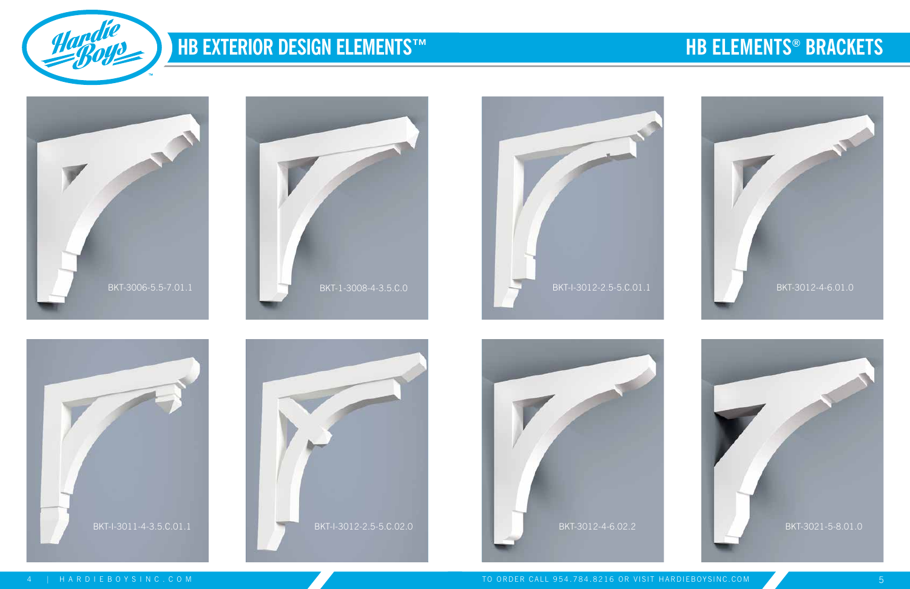# HB EXTERIOR DESIGN ELEMENTS™

## HB ELEMENTS® BRACKETS

BKT-3006-5.5-7.01.1

BKT-1-3008-4-3.5.C.0

BKT-I-3012-2.5-5.C.01.1

BKT-3012-4-6.01.0

BKT-I-3011-4-3.5.C.01.1

BKT-I-3012-2.5-5.C.02.0

BKT-3012-4-6.02.2

BKT-3021-5-8.01.0

TO ORDER CALL 954.784.8216 OR VISIT HARDIEBOYSINC.COM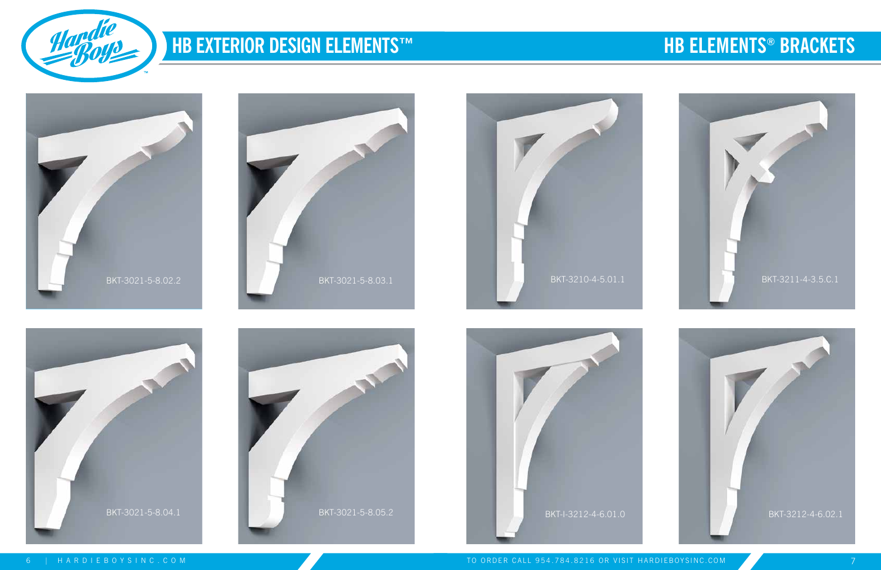# HB EXTERIOR DESIGN ELEMENTS™

## HB ELEMENTS® BRACKETS

BKT-3021-5-8.02.2

BKT-3021-5-8.03.1

BKT-3210-4-5.01.1

BKT-3211-4-3.5.C.1

BKT-3021-5-8.04.1

BKT-3021-5-8.05.2

BKT-I-3212-4-6.01.0

BKT-3212-4-6.02.1

TO ORDER CALL 954.784.8216 OR VISIT HARDIEBOYSINC.COM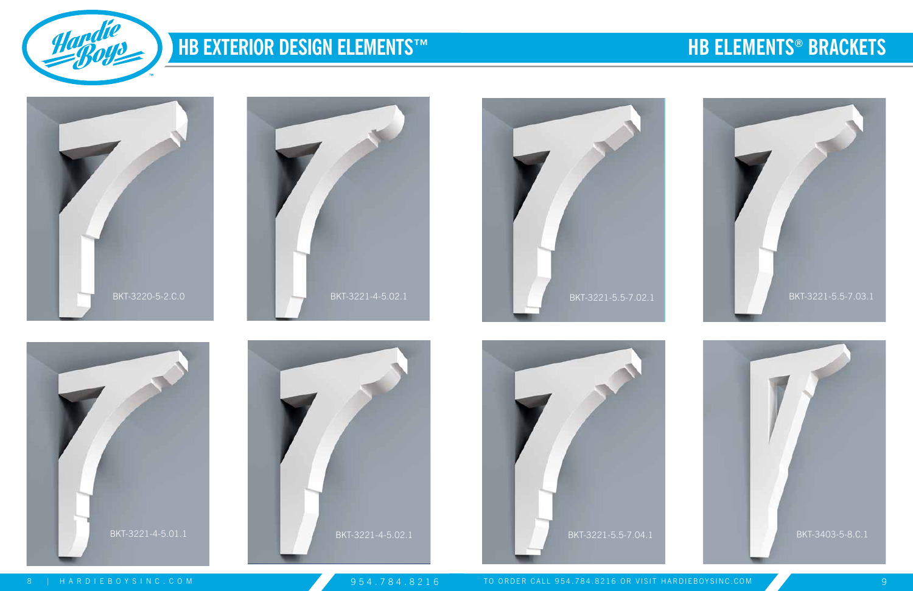# HB EXTERIOR DESIGN ELEMENTS™

# HB ELEMENTS® BRACKETS

BKT-3220-5-2.C.0

BKT-3221-4-5.02.1

BKT-3221-5.5-7.02.1

BKT-3221-5.5-7.03.1

BKT-3221-4-5.01.1

BKT-3221-4-5.02.1

BKT-3221-5.5-7.04.1

BKT-3403-5-8.C.1

954.784.8216

TO ORDER CALL 954.784.8216 OR VISIT HARDIEBOYSINC.COM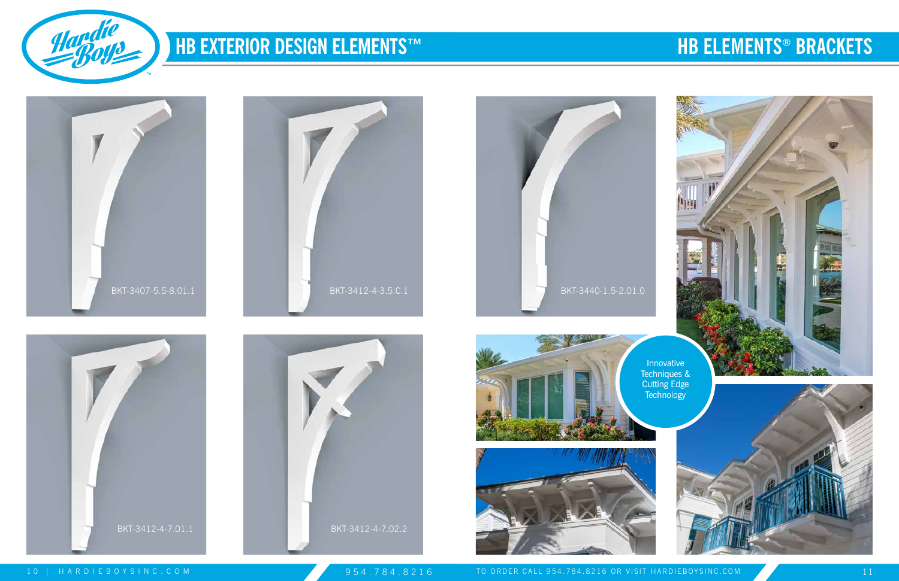# HB EXTERIOR DESIGN ELEMENTS™

# HB ELEMENTS® BRACKETS

BKT-3407-5.5-8.01.1

BKT-3412-4-3.5.C.1

BKT-3440-1.5-2.01.0

BKT-3412-4-7.01.1

BKT-3412-4-7.02.2

Innovative Techniques & Cutting Edge Technology

954.784.8216

TO ORDER CALL 954.784.8216 OR VISIT HARDIEBOYSINC.COM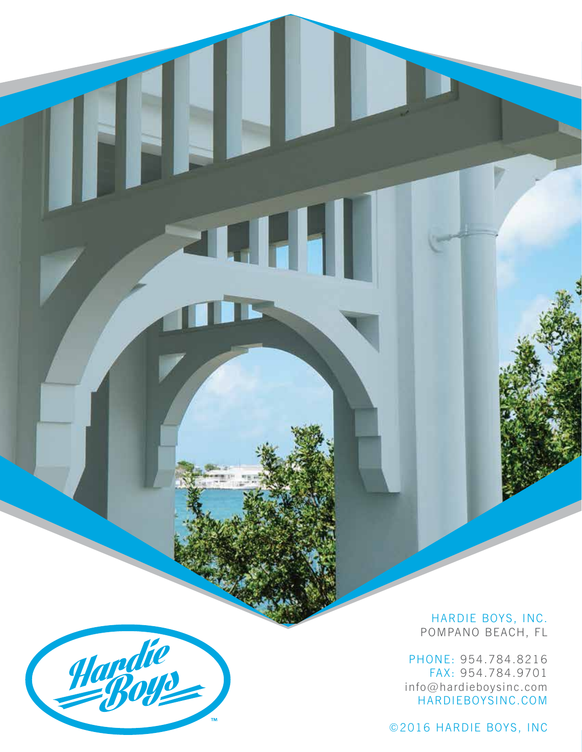HARDIE BOYS, INC.
POMPANO BEACH, FL

PHONE: 954.784.8216
FAX: 954.784.9701
info@hardieboysinc.com
HARDIEBOYSINC.COM

©2016 HARDIE BOYS, INC